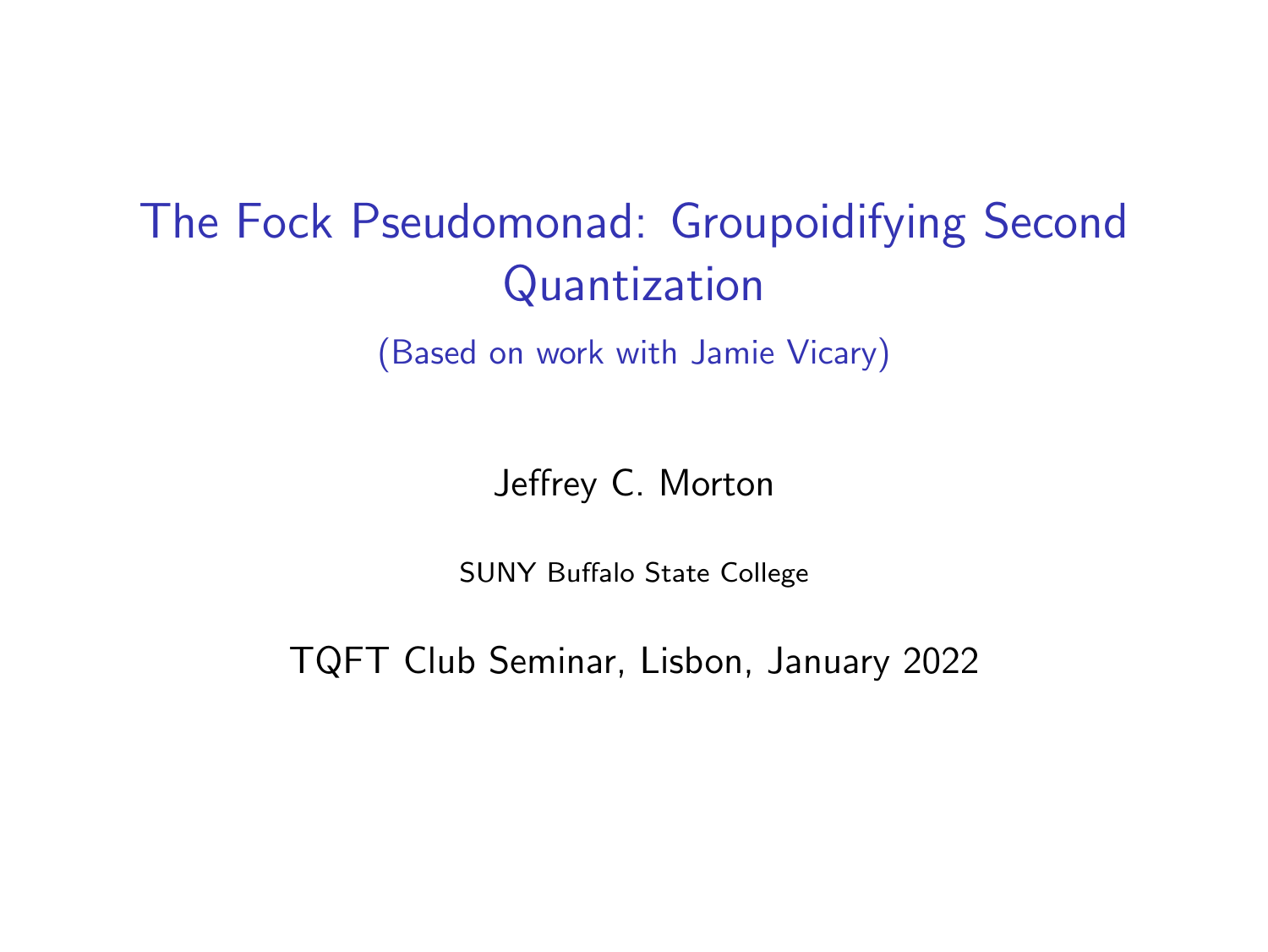# The Fock Pseudomonad: Groupoidifying Second Quantization

(Based on work with Jamie Vicary)

Jeffrey C. Morton

SUNY Buffalo State College

TQFT Club Seminar, Lisbon, January 2022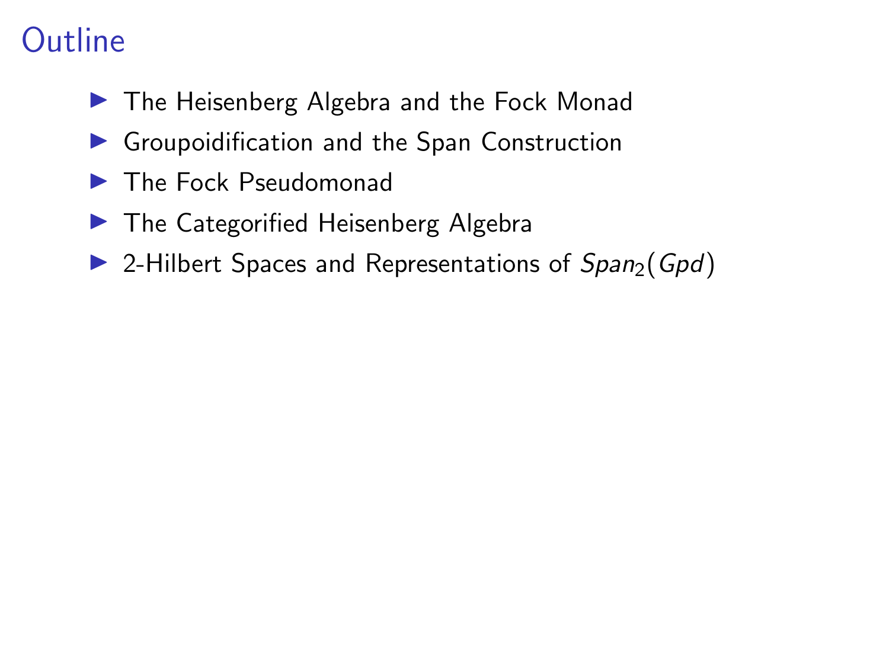# Outline

- The Heisenberg Algebra and the Fock Monad
- Groupoidification and the Span Construction
- The Fock Pseudomonad
- The Categorified Heisenberg Algebra
- 2-Hilbert Spaces and Representations of $Span_2(Gpd)$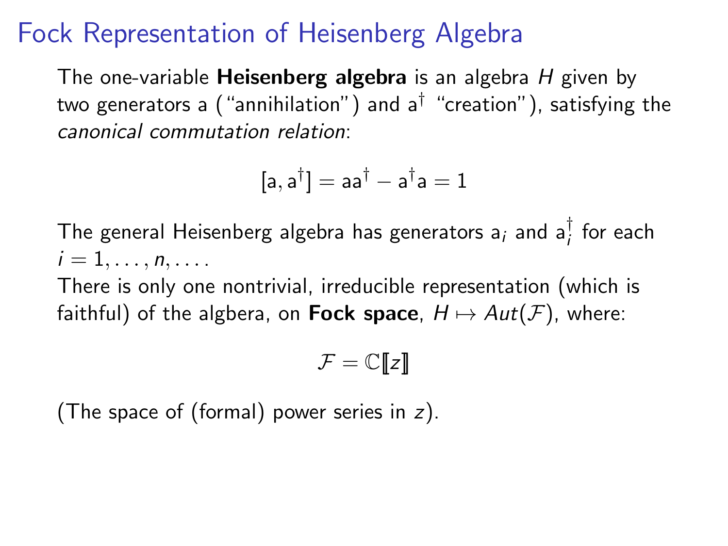# Fock Representation of Heisenberg Algebra

The one-variable **Heisenberg algebra** is an algebra $H$ given by two generators a (“annihilation”) and $\mathsf{a}^\dagger$ “creation”), satisfying the *canonical commutation relation*:

$$[\mathsf{a}, \mathsf{a}^\dagger] = \mathsf{a}\mathsf{a}^\dagger - \mathsf{a}^\dagger \mathsf{a} = 1$$

The general Heisenberg algebra has generators $\mathsf{a}_i$ and $\mathsf{a}_i^\dagger$ for each $i = 1, \ldots, n, \ldots$.

There is only one nontrivial, irreducible representation (which is faithful) of the algbera, on **Fock space**, $H \mapsto Aut(\mathcal{F})$, where:

$$\mathcal{F} = \mathbb{C}[\![z]\!]$$

(The space of (formal) power series in $z$).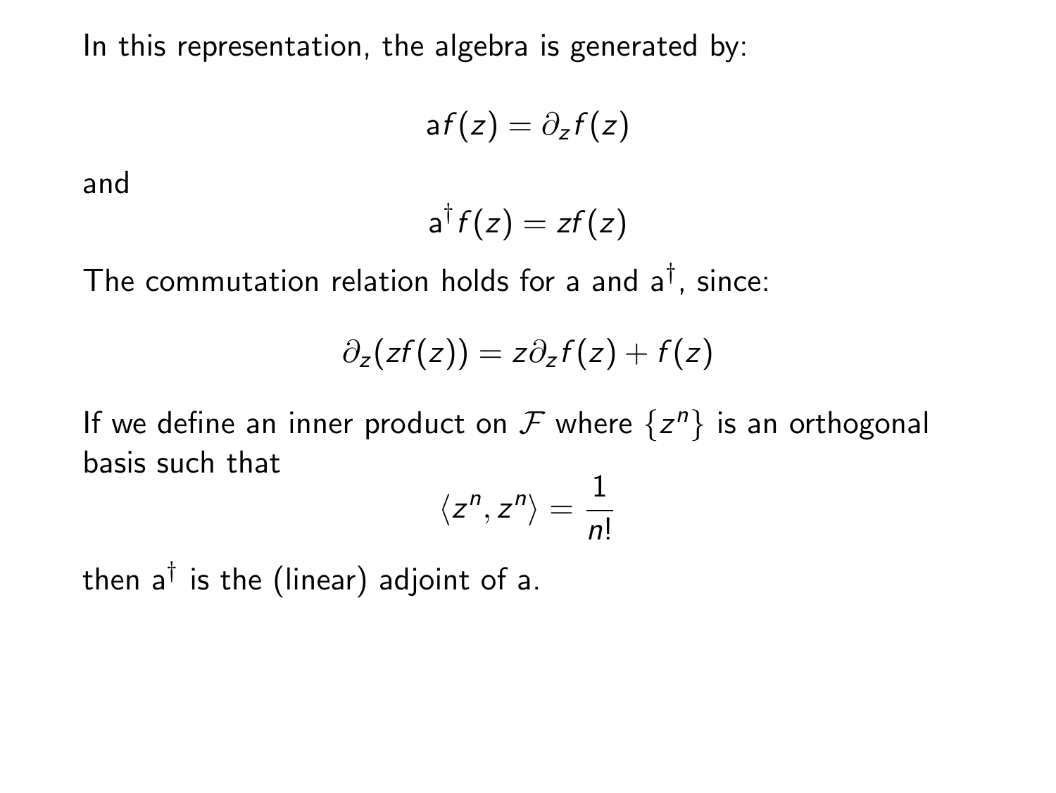In this representation, the algebra is generated by:

$$\mathrm{a} f(z) = \partial_z f(z)$$

and

$$\mathrm{a}^\dagger f(z) = z f(z)$$

The commutation relation holds for a and $\mathrm{a}^\dagger$, since:

$$\partial_z (z f(z)) = z \partial_z f(z) + f(z)$$

If we define an inner product on $\mathcal{F}$ where $\{z^n\}$ is an orthogonal basis such that

$$\langle z^n, z^n \rangle = \frac{1}{n!}$$

then $\mathrm{a}^\dagger$ is the (linear) adjoint of a.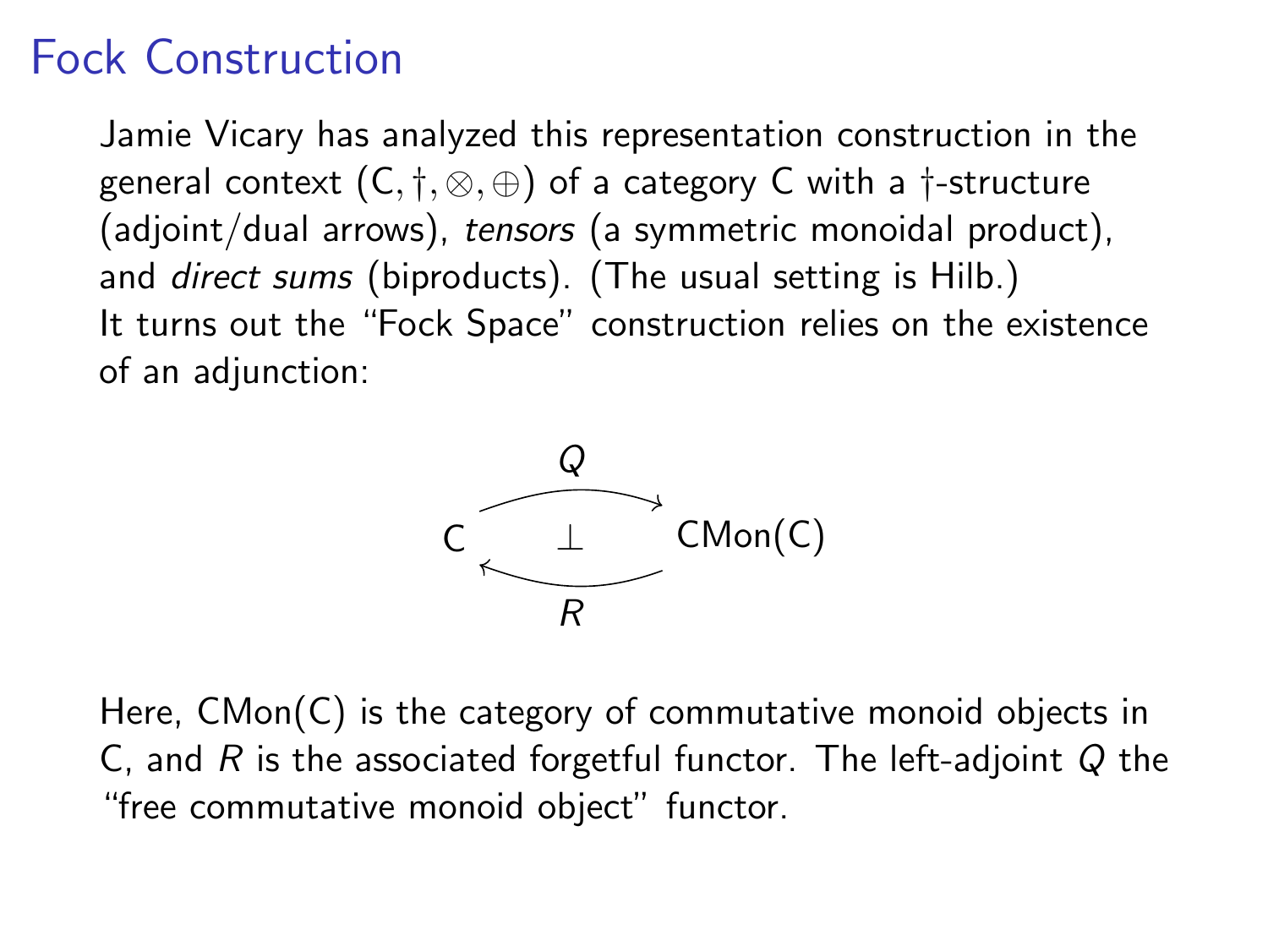# Fock Construction

Jamie Vicary has analyzed this representation construction in the general context $(\mathsf{C}, \dagger, \otimes, \oplus)$ of a category C with a †-structure (adjoint/dual arrows), *tensors* (a symmetric monoidal product), and *direct sums* (biproducts). (The usual setting is Hilb.)

It turns out the "Fock Space" construction relies on the existence of an adjunction:

$$\mathsf{C} \underset{R}{\overset{Q}{\rightleftarrows}} \mathsf{CMon}(\mathsf{C}) \qquad (Q \dashv R)$$

Here, CMon(C) is the category of commutative monoid objects in C, and $R$ is the associated forgetful functor. The left-adjoint $Q$ the "free commutative monoid object" functor.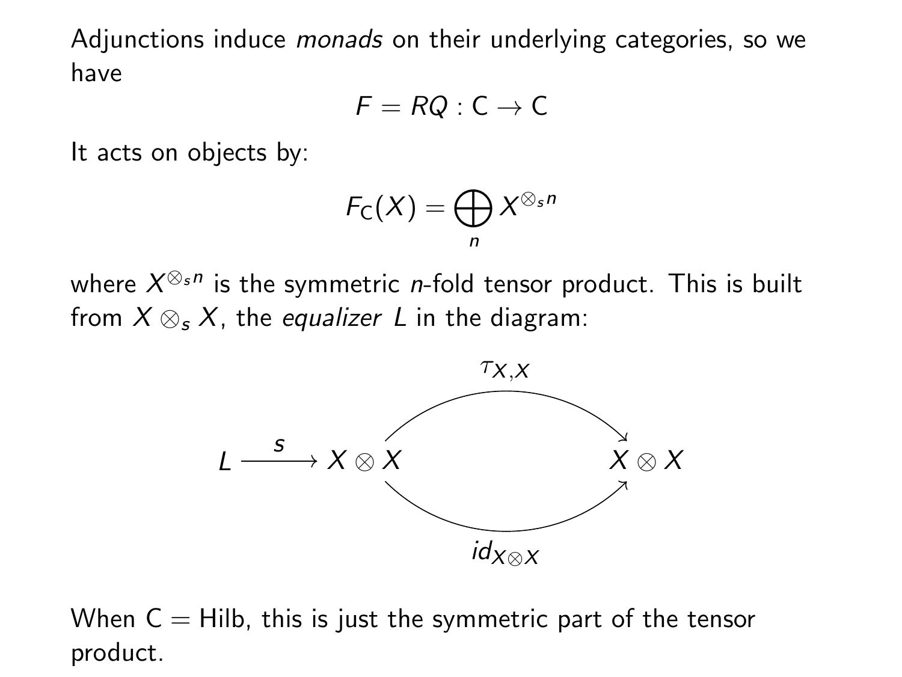Adjunctions induce *monads* on their underlying categories, so we have

$$F = RQ : \mathsf{C} \to \mathsf{C}$$

It acts on objects by:

$$F_{\mathsf{C}}(X) = \bigoplus_n X^{\otimes_s n}$$

where $X^{\otimes_s n}$ is the symmetric $n$-fold tensor product. This is built from $X \otimes_s X$, the *equalizer* $L$ in the diagram:

$$L \xrightarrow{\;s\;} X \otimes X \underset{id_{X \otimes X}}{\overset{\tau_{X,X}}{\rightrightarrows}} X \otimes X$$

When $\mathsf{C} = \mathrm{Hilb}$, this is just the symmetric part of the tensor product.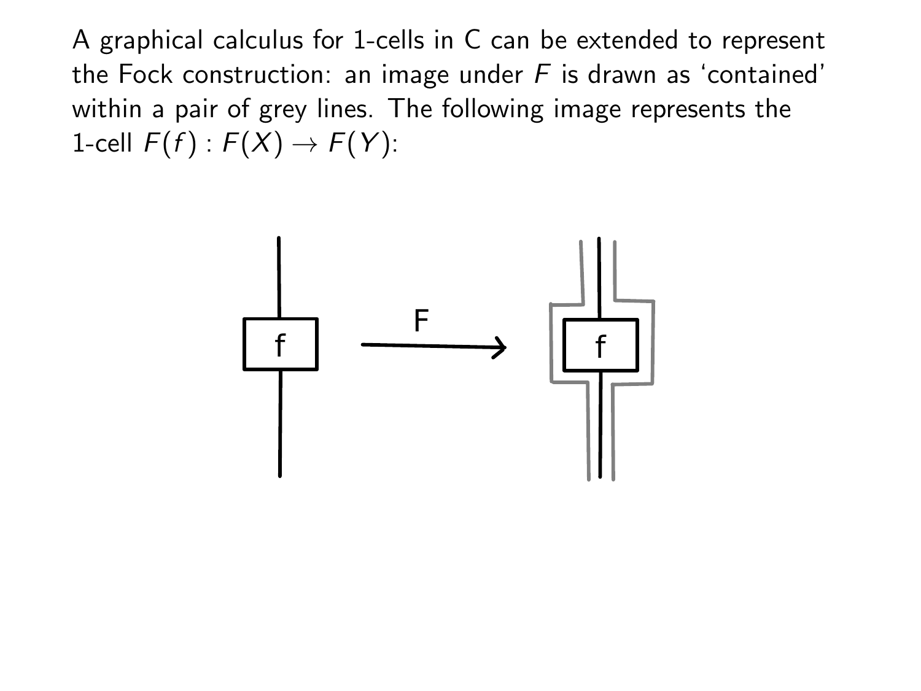A graphical calculus for 1-cells in C can be extended to represent the Fock construction: an image under $F$ is drawn as 'contained' within a pair of grey lines. The following image represents the 1-cell $F(f) : F(X) \to F(Y)$: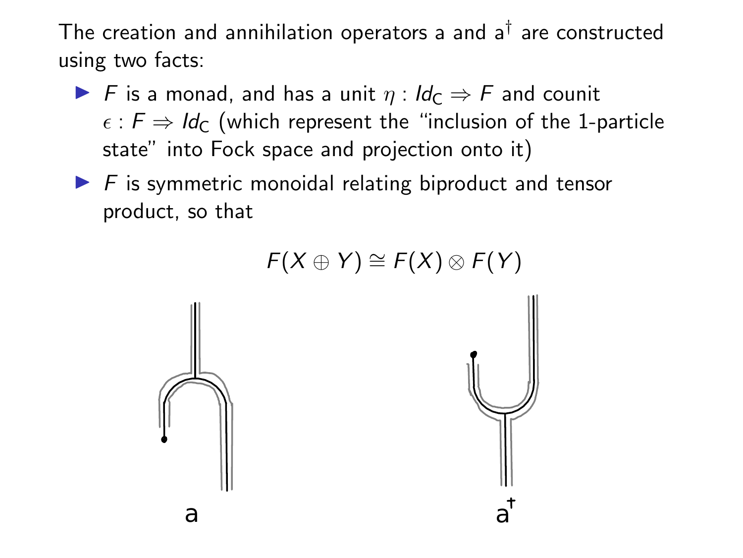The creation and annihilation operators a and $a^\dagger$ are constructed using two facts:

- $F$ is a monad, and has a unit $\eta : Id_C \Rightarrow F$ and counit $\epsilon : F \Rightarrow Id_C$ (which represent the "inclusion of the 1-particle state" into Fock space and projection onto it)
- $F$ is symmetric monoidal relating biproduct and tensor product, so that

$$F(X \oplus Y) \cong F(X) \otimes F(Y)$$

a

$a^\dagger$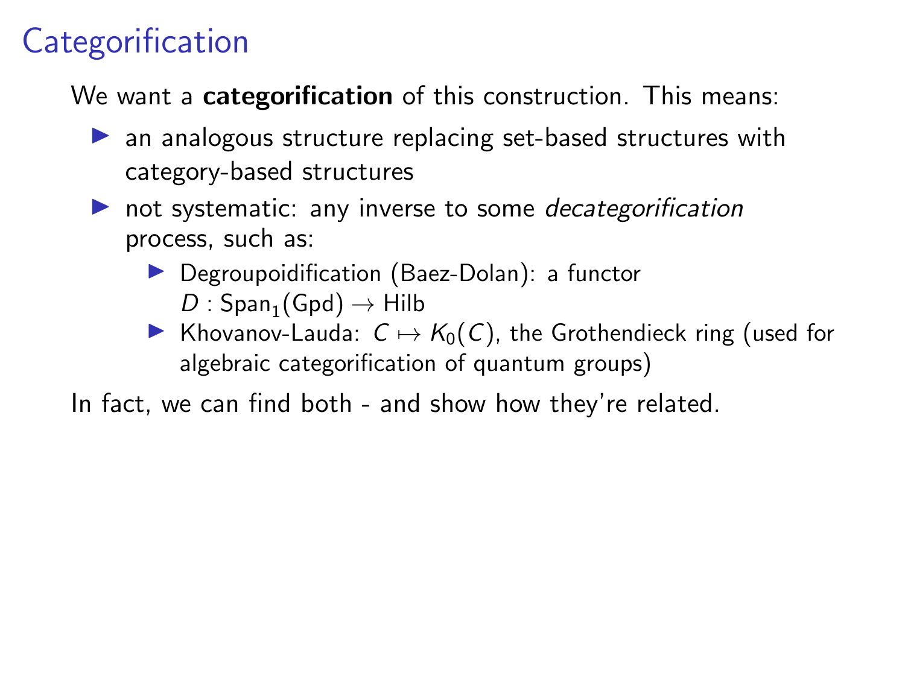# Categorification

We want a **categorification** of this construction. This means:

- an analogous structure replacing set-based structures with category-based structures
- not systematic: any inverse to some *decategorification* process, such as:
  - Degroupoidification (Baez-Dolan): a functor $D : \mathrm{Span}_1(\mathrm{Gpd}) \to \mathrm{Hilb}$
  - Khovanov-Lauda: $C \mapsto K_0(C)$, the Grothendieck ring (used for algebraic categorification of quantum groups)

In fact, we can find both - and show how they're related.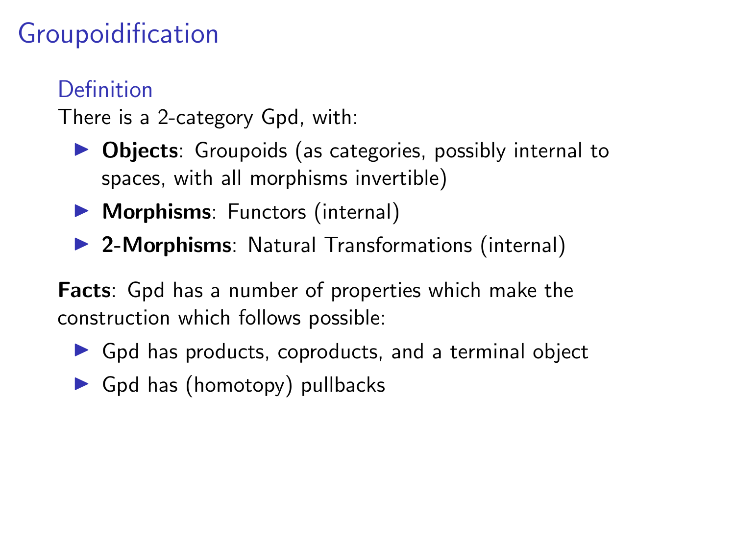# Groupoidification

## Definition

There is a 2-category Gpd, with:

- **Objects**: Groupoids (as categories, possibly internal to spaces, with all morphisms invertible)
- **Morphisms**: Functors (internal)
- **2-Morphisms**: Natural Transformations (internal)

**Facts**: Gpd has a number of properties which make the construction which follows possible:

- Gpd has products, coproducts, and a terminal object
- Gpd has (homotopy) pullbacks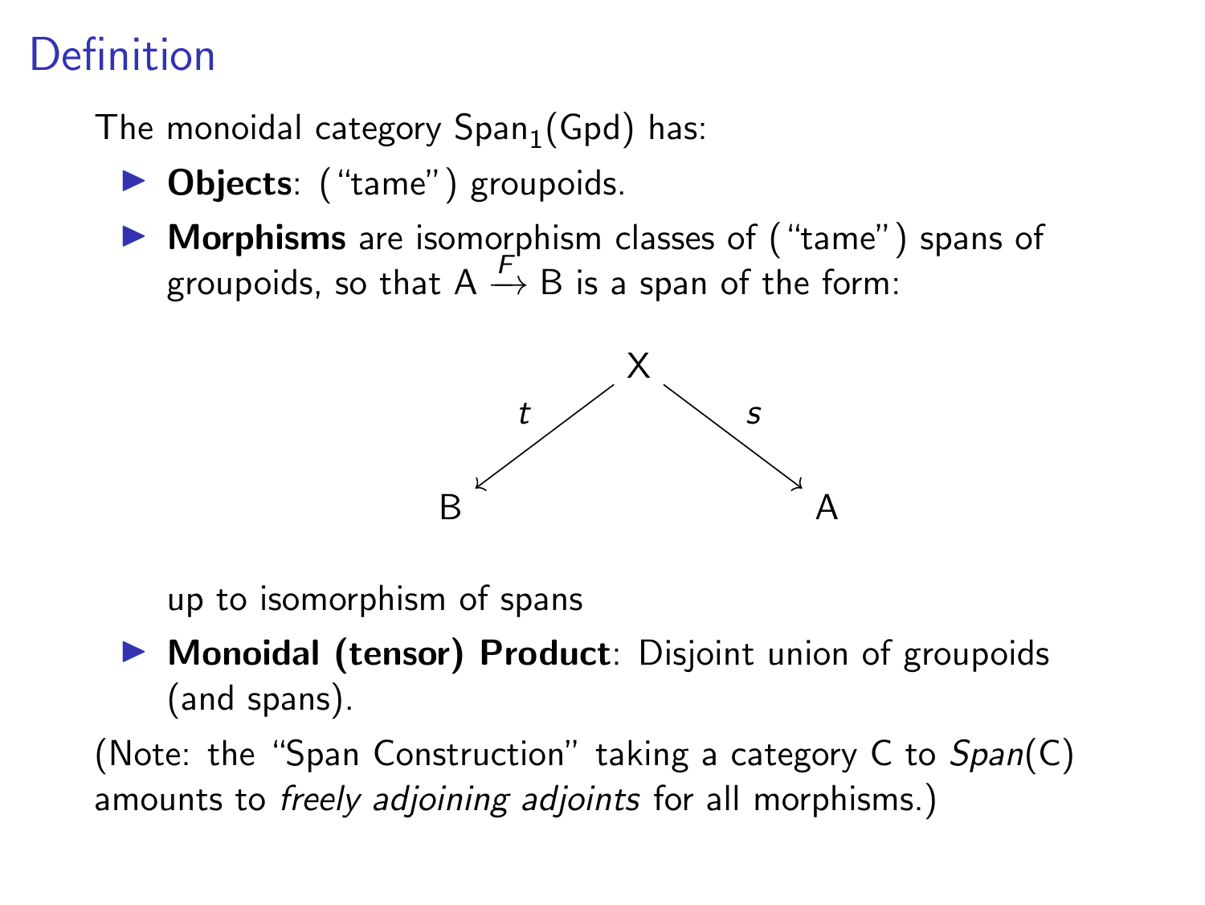# Definition

The monoidal category $\mathrm{Span}_1(\mathrm{Gpd})$ has:

- **Objects**: ("tame") groupoids.
- **Morphisms** are isomorphism classes of ("tame") spans of groupoids, so that $A \xrightarrow{F} B$ is a span of the form:

$$B \xleftarrow{t} X \xrightarrow{s} A$$

  up to isomorphism of spans
- **Monoidal (tensor) Product**: Disjoint union of groupoids (and spans).

(Note: the "Span Construction" taking a category C to *Span*(C) amounts to *freely adjoining adjoints* for all morphisms.)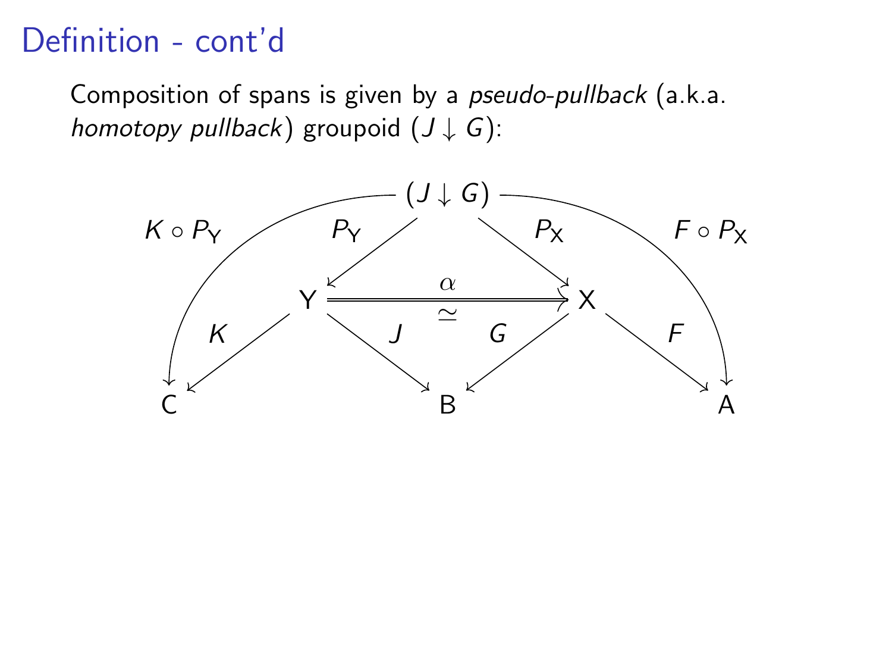# Definition - cont'd

Composition of spans is given by a *pseudo-pullback* (a.k.a. *homotopy pullback*) groupoid $(J \downarrow G)$:

$$
\begin{array}{ccccccc}
 & & & (J \downarrow G) & & & \\
 & \swarrow^{K \circ P_{\mathsf{Y}}} & \swarrow^{P_{\mathsf{Y}}} & & \searrow^{P_{\mathsf{X}}} & \searrow^{F \circ P_{\mathsf{X}}} & \\
 & & \mathsf{Y} & \overset{\alpha}{\underset{\simeq}{\Longrightarrow}} & \mathsf{X} & & \\
 & \swarrow_{K} & & \searrow_{J} \quad \swarrow_{G} & & \searrow_{F} & \\
\mathsf{C} & & & \mathsf{B} & & & \mathsf{A}
\end{array}
$$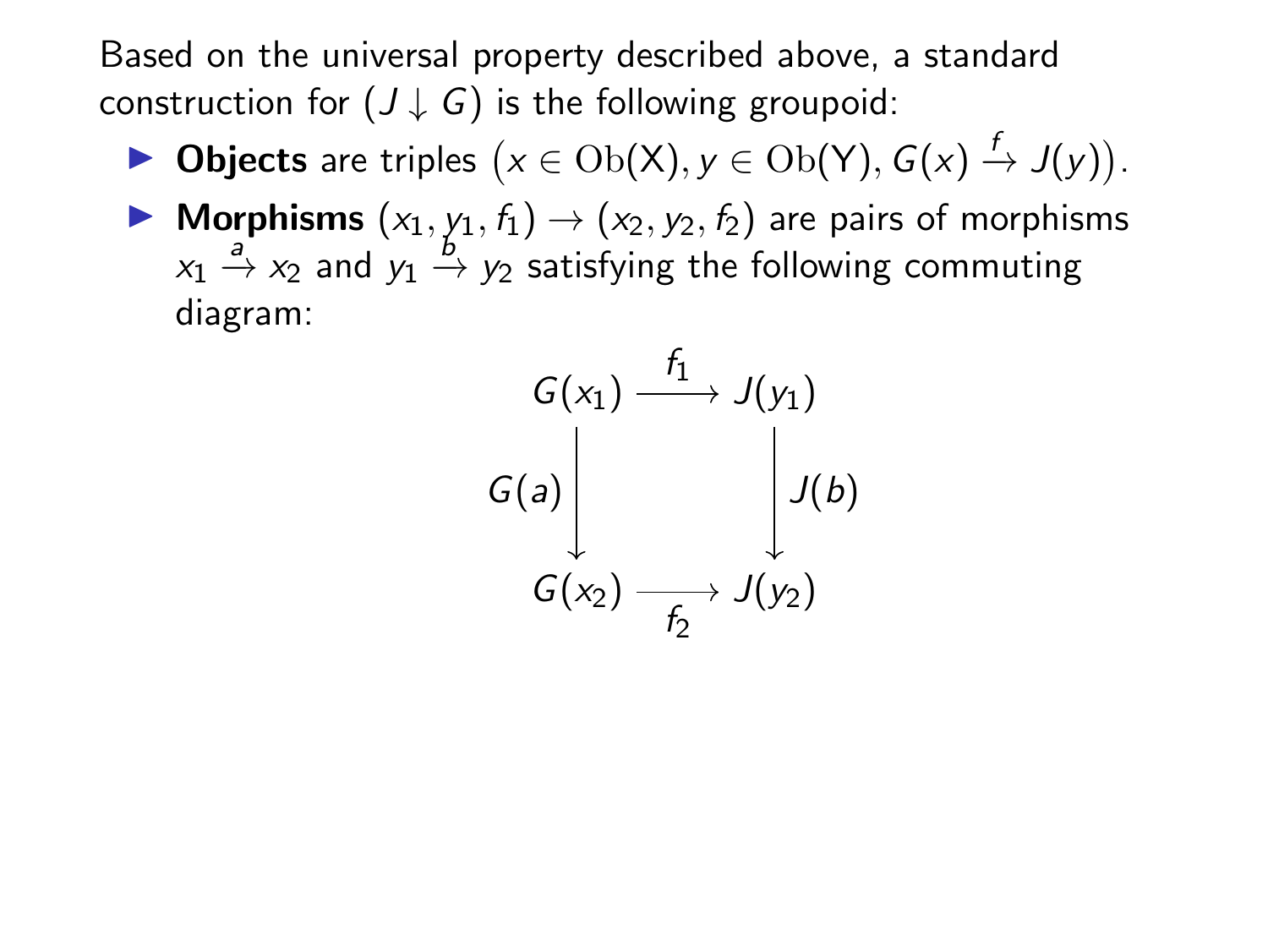Based on the universal property described above, a standard construction for $(J \downarrow G)$ is the following groupoid:

- **Objects** are triples $\big(x \in \mathrm{Ob}(\mathsf{X}), y \in \mathrm{Ob}(\mathsf{Y}), G(x) \xrightarrow{f} J(y)\big)$.
- **Morphisms** $(x_1, y_1, f_1) \to (x_2, y_2, f_2)$ are pairs of morphisms $x_1 \xrightarrow{a} x_2$ and $y_1 \xrightarrow{b} y_2$ satisfying the following commuting diagram:

$$
\begin{array}{ccc}
G(x_1) & \xrightarrow{f_1} & J(y_1) \\
{\scriptstyle G(a)}\downarrow & & \downarrow{\scriptstyle J(b)} \\
G(x_2) & \xrightarrow[f_2]{} & J(y_2)
\end{array}
$$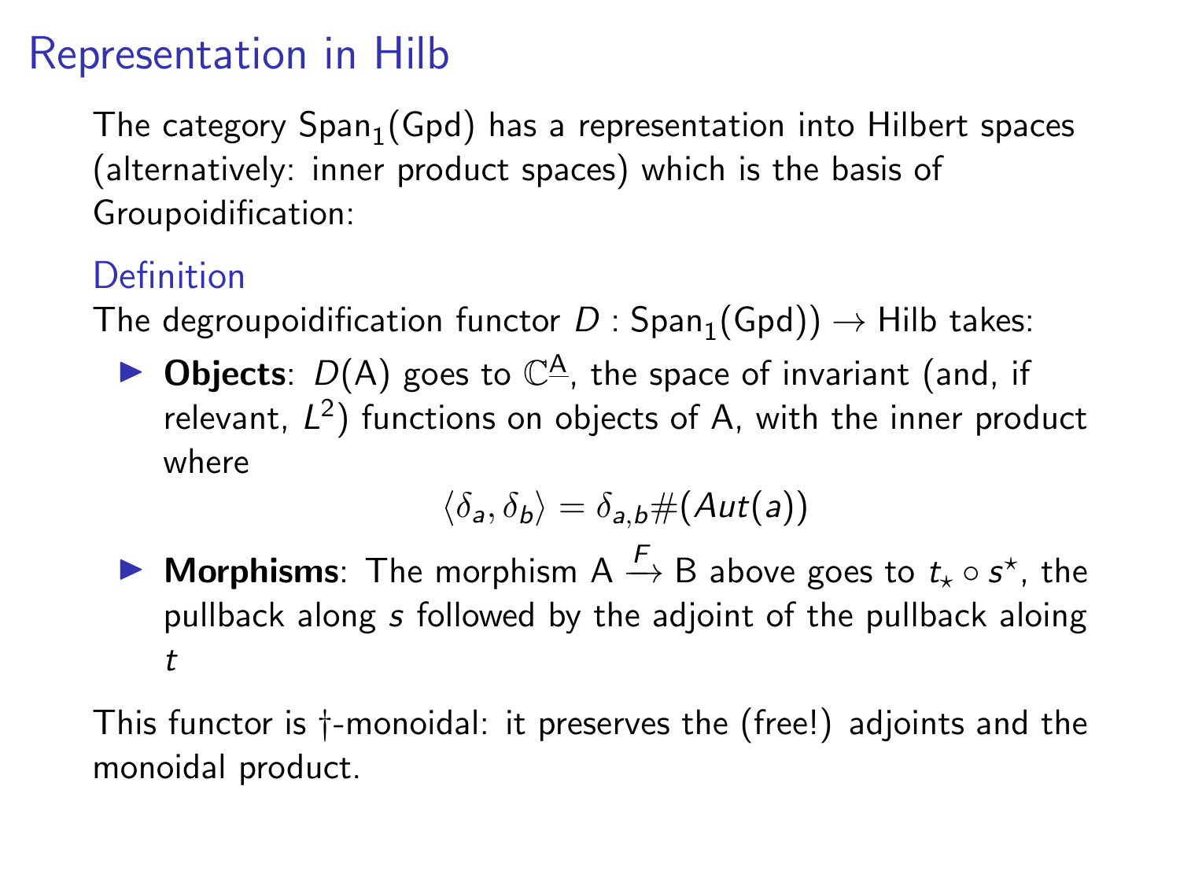# Representation in Hilb

The category $\text{Span}_1(\text{Gpd})$ has a representation into Hilbert spaces (alternatively: inner product spaces) which is the basis of Groupoidification:

### Definition

The degroupoidification functor $D : \text{Span}_1(\text{Gpd})) \to \text{Hilb}$ takes:

- **Objects**: $D(\mathsf{A})$ goes to $\mathbb{C}^{\underline{\mathsf{A}}}$, the space of invariant (and, if relevant, $L^2$) functions on objects of A, with the inner product where

$$\langle \delta_a, \delta_b \rangle = \delta_{a,b} \#(Aut(a))$$

- **Morphisms**: The morphism $\mathsf{A} \xrightarrow{F} \mathsf{B}$ above goes to $t_\star \circ s^\star$, the pullback along $s$ followed by the adjoint of the pullback aloing $t$

This functor is †-monoidal: it preserves the (free!) adjoints and the monoidal product.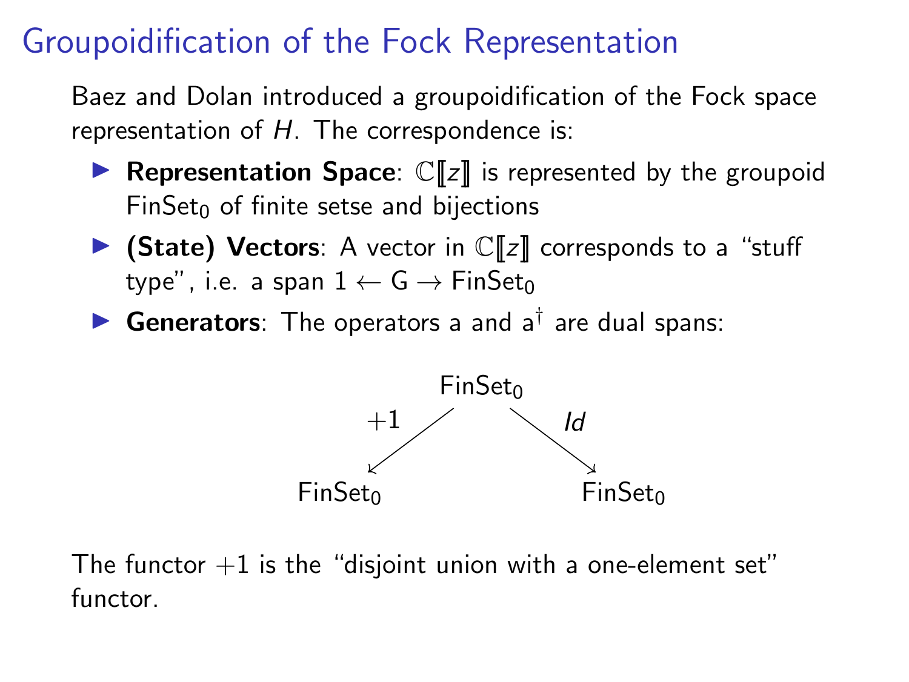# Groupoidification of the Fock Representation

Baez and Dolan introduced a groupoidification of the Fock space representation of $H$. The correspondence is:

- **Representation Space**: $\mathbb{C}[\![z]\!]$ is represented by the groupoid $\mathsf{FinSet}_0$ of finite setse and bijections
- **(State) Vectors**: A vector in $\mathbb{C}[\![z]\!]$ corresponds to a "stuff type", i.e. a span $1 \leftarrow \mathsf{G} \rightarrow \mathsf{FinSet}_0$
- **Generators**: The operators $\mathsf{a}$ and $\mathsf{a}^\dagger$ are dual spans:

$$\mathsf{FinSet}_0 \xleftarrow{+1} \mathsf{FinSet}_0 \xrightarrow{Id} \mathsf{FinSet}_0$$

The functor $+1$ is the "disjoint union with a one-element set" functor.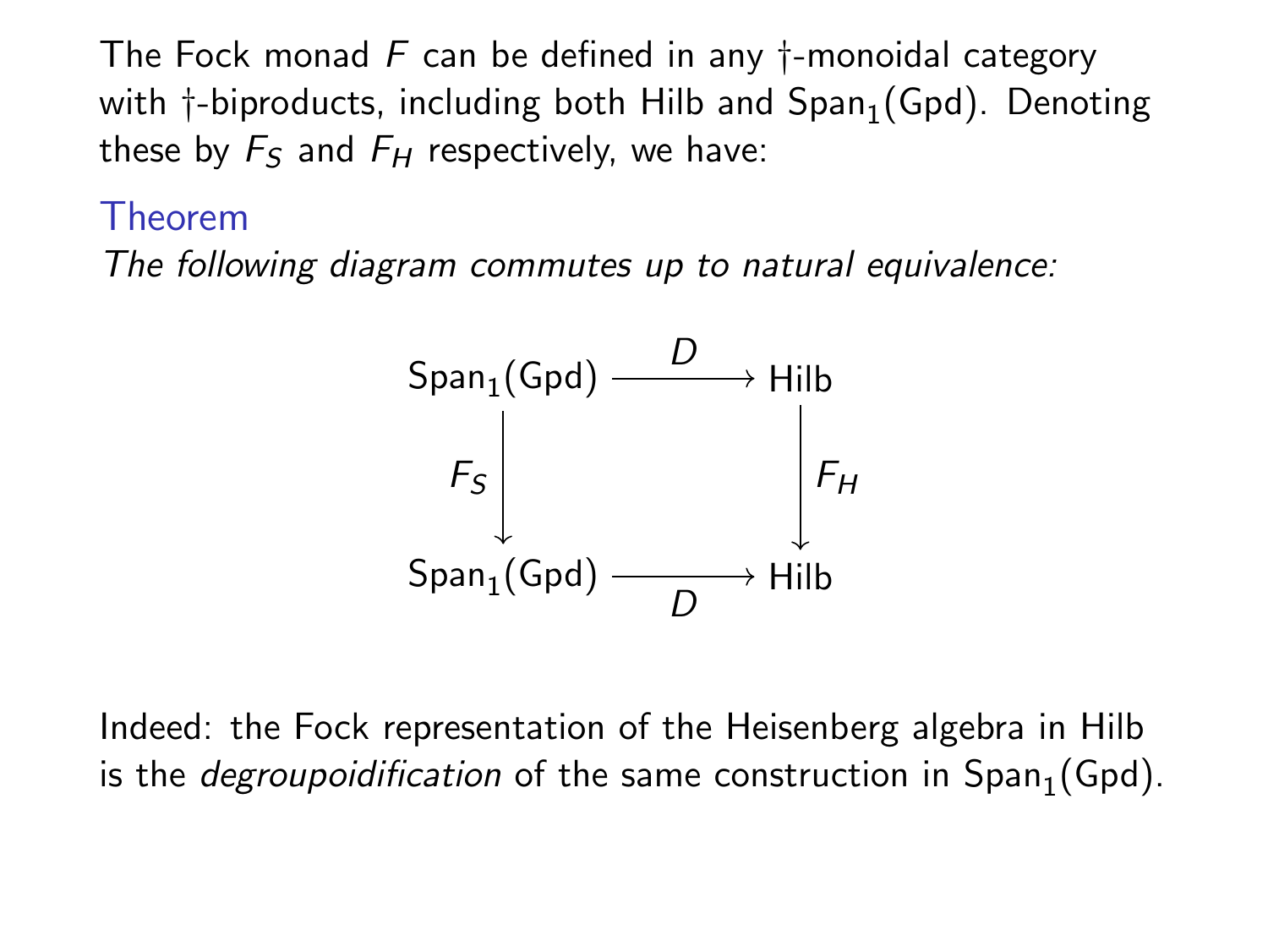The Fock monad $F$ can be defined in any †-monoidal category with †-biproducts, including both Hilb and $\mathsf{Span}_1(\mathsf{Gpd})$. Denoting these by $F_S$ and $F_H$ respectively, we have:

### Theorem

*The following diagram commutes up to natural equivalence:*

$$
\begin{array}{ccc}
\mathsf{Span}_1(\mathsf{Gpd}) & \xrightarrow{\quad D \quad} & \mathsf{Hilb} \\
\Big\downarrow{\scriptstyle F_S} & & \Big\downarrow{\scriptstyle F_H} \\
\mathsf{Span}_1(\mathsf{Gpd}) & \xrightarrow[\quad D \quad]{} & \mathsf{Hilb}
\end{array}
$$

Indeed: the Fock representation of the Heisenberg algebra in Hilb is the *degroupoidification* of the same construction in $\mathsf{Span}_1(\mathsf{Gpd})$.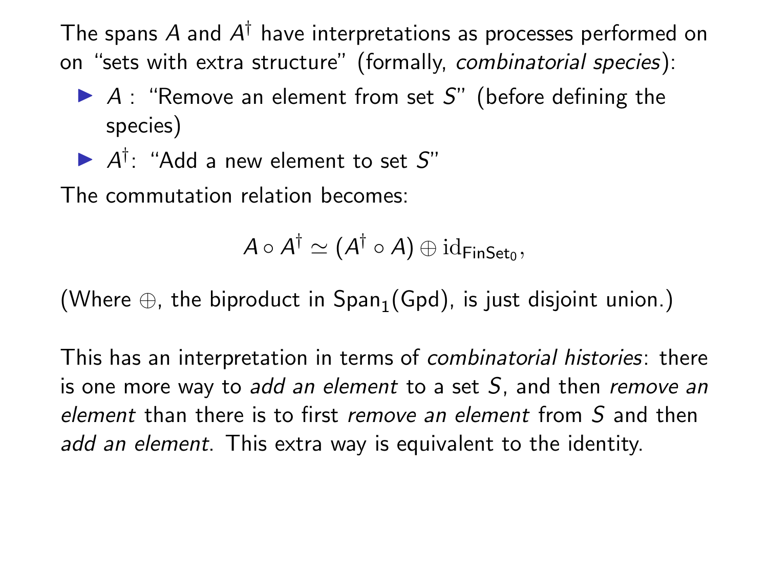The spans $A$ and $A^\dagger$ have interpretations as processes performed on on "sets with extra structure" (formally, *combinatorial species*):

- $A$ : "Remove an element from set $S$" (before defining the species)
- $A^\dagger$: "Add a new element to set $S$"

The commutation relation becomes:

$$A \circ A^\dagger \simeq (A^\dagger \circ A) \oplus \mathrm{id}_{\mathsf{FinSet}_0},$$

(Where $\oplus$, the biproduct in $\mathsf{Span}_1(\mathsf{Gpd})$, is just disjoint union.)

This has an interpretation in terms of *combinatorial histories*: there is one more way to *add an element* to a set $S$, and then *remove an element* than there is to first *remove an element* from $S$ and then *add an element*. This extra way is equivalent to the identity.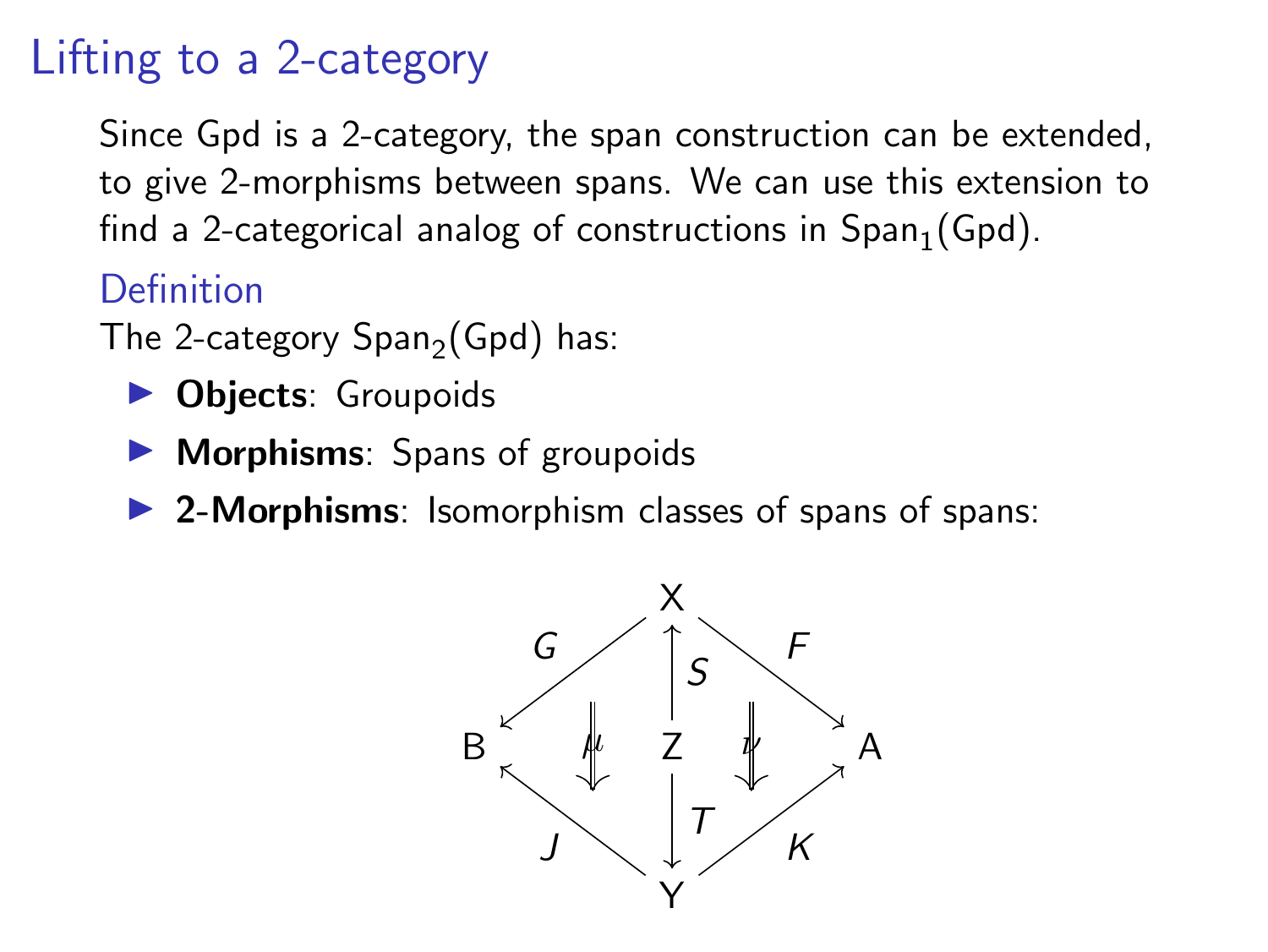# Lifting to a 2-category

Since Gpd is a 2-category, the span construction can be extended, to give 2-morphisms between spans. We can use this extension to find a 2-categorical analog of constructions in $\mathrm{Span}_1(\mathrm{Gpd})$.

## Definition

The 2-category $\mathrm{Span}_2(\mathrm{Gpd})$ has:

- **Objects**: Groupoids
- **Morphisms**: Spans of groupoids
- **2-Morphisms**: Isomorphism classes of spans of spans:

$$
\begin{array}{ccccc}
 & & X & & \\
 & {\scriptstyle G}\swarrow & \uparrow{\scriptstyle S} & \searrow{\scriptstyle F} & \\
B & \Downarrow\mu & Z & \Downarrow\nu & A \\
 & {\scriptstyle J}\nwarrow & \downarrow{\scriptstyle T} & \nearrow{\scriptstyle K} & \\
 & & Y & &
\end{array}
$$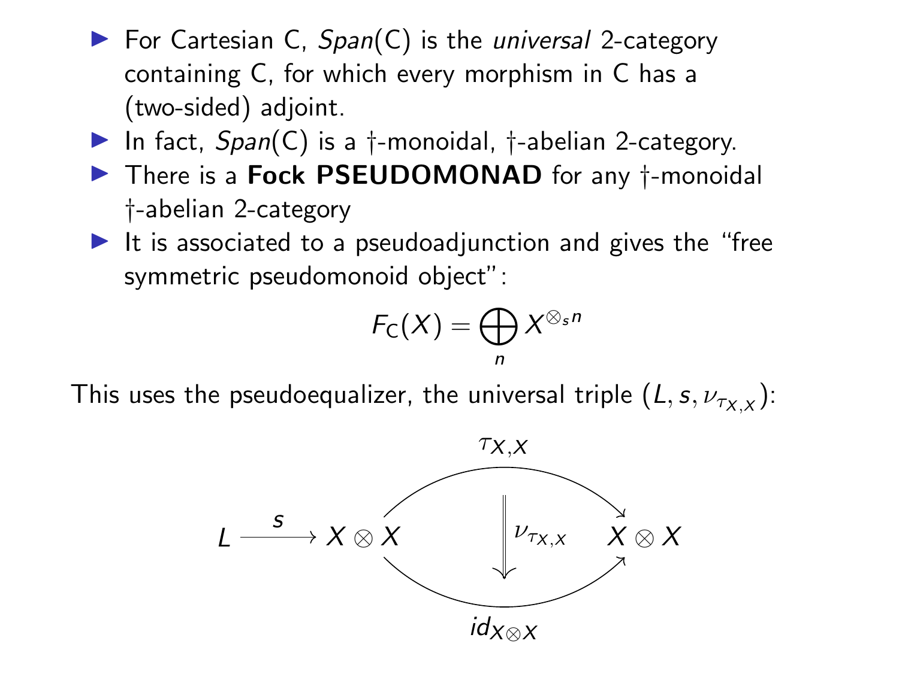- For Cartesian C, *Span*(C) is the *universal* 2-category containing C, for which every morphism in C has a (two-sided) adjoint.
- In fact, *Span*(C) is a †-monoidal, †-abelian 2-category.
- There is a **Fock PSEUDOMONAD** for any †-monoidal †-abelian 2-category
- It is associated to a pseudoadjunction and gives the "free symmetric pseudomonoid object":

$$F_{\mathsf{C}}(X) = \bigoplus_n X^{\otimes_s n}$$

This uses the pseudoequalizer, the universal triple $(L, s, \nu_{\tau_{X,X}})$:

$$L \xrightarrow{s} X \otimes X \underset{id_{X \otimes X}}{\overset{\tau_{X,X}}{\rightrightarrows}} X \otimes X \qquad \nu_{\tau_{X,X}} : \tau_{X,X} \Rightarrow id_{X \otimes X}$$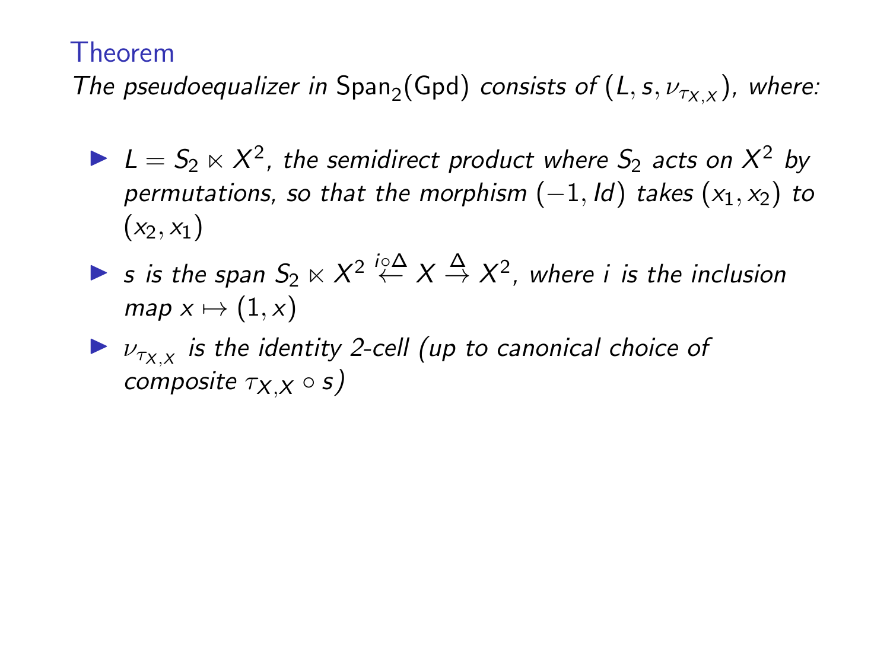### Theorem

*The pseudoequalizer in* $\mathrm{Span}_2(\mathrm{Gpd})$ *consists of* $(L, s, \nu_{\tau_{X,X}})$*, where:*

- $L = S_2 \ltimes X^2$*, the semidirect product where* $S_2$ *acts on* $X^2$ *by permutations, so that the morphism* $(-1, Id)$ *takes* $(x_1, x_2)$ *to* $(x_2, x_1)$
- $s$ *is the span* $S_2 \ltimes X^2 \overset{i \circ \Delta}{\leftarrow} X \overset{\Delta}{\rightarrow} X^2$*, where* $i$ *is the inclusion map* $x \mapsto (1, x)$
- $\nu_{\tau_{X,X}}$ *is the identity 2-cell (up to canonical choice of composite* $\tau_{X,X} \circ s$*)*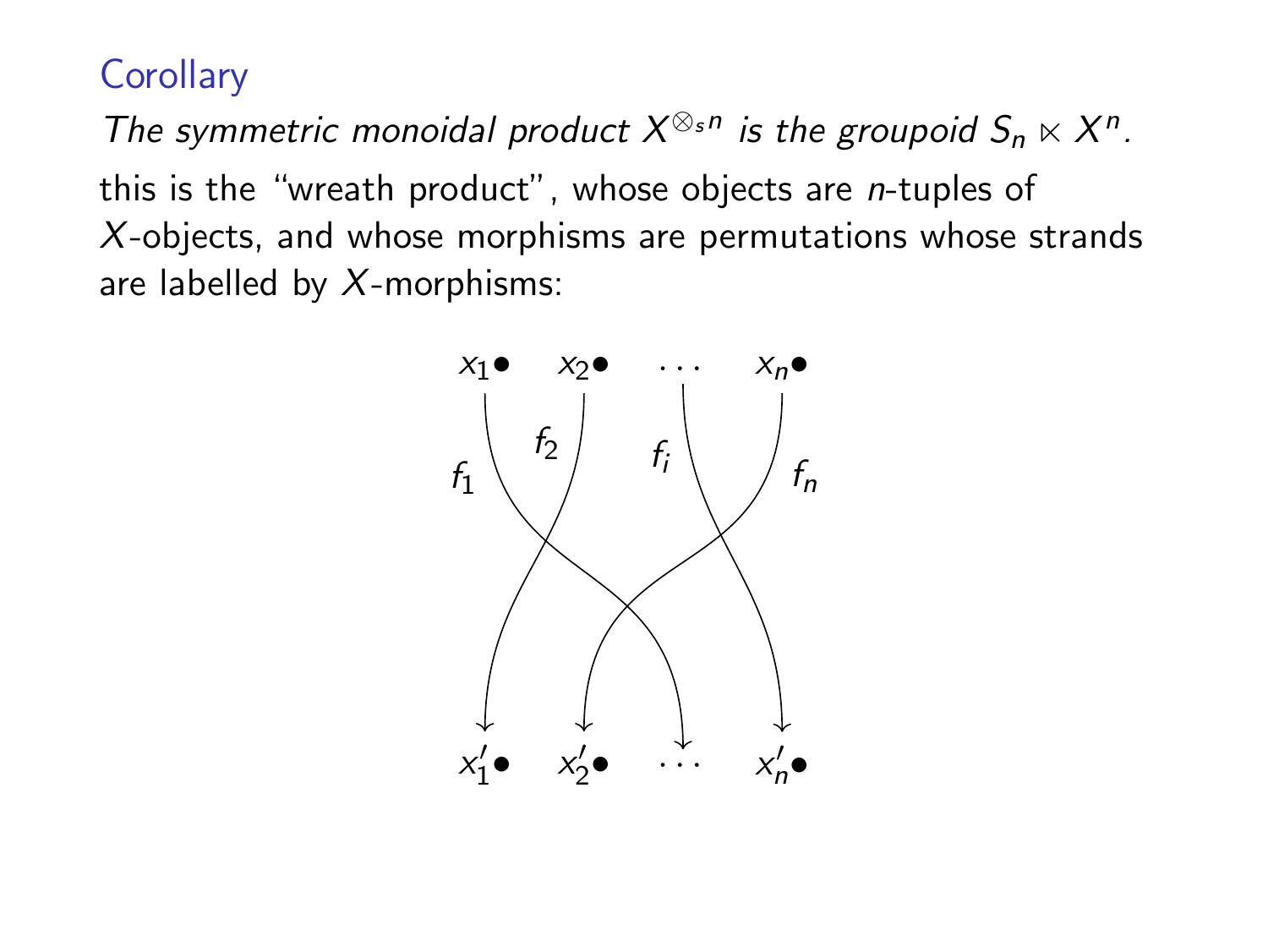### Corollary

*The symmetric monoidal product $X^{\otimes_s n}$ is the groupoid $S_n \ltimes X^n$.*

this is the "wreath product", whose objects are $n$-tuples of $X$-objects, and whose morphisms are permutations whose strands are labelled by $X$-morphisms:

$x_1\bullet$ $x_2\bullet$ $\cdots$ $x_n\bullet$

$f_1$ $f_2$ $f_i$ $f_n$

$x_1'\bullet$ $x_2'\bullet$ $\cdots$ $x_n'\bullet$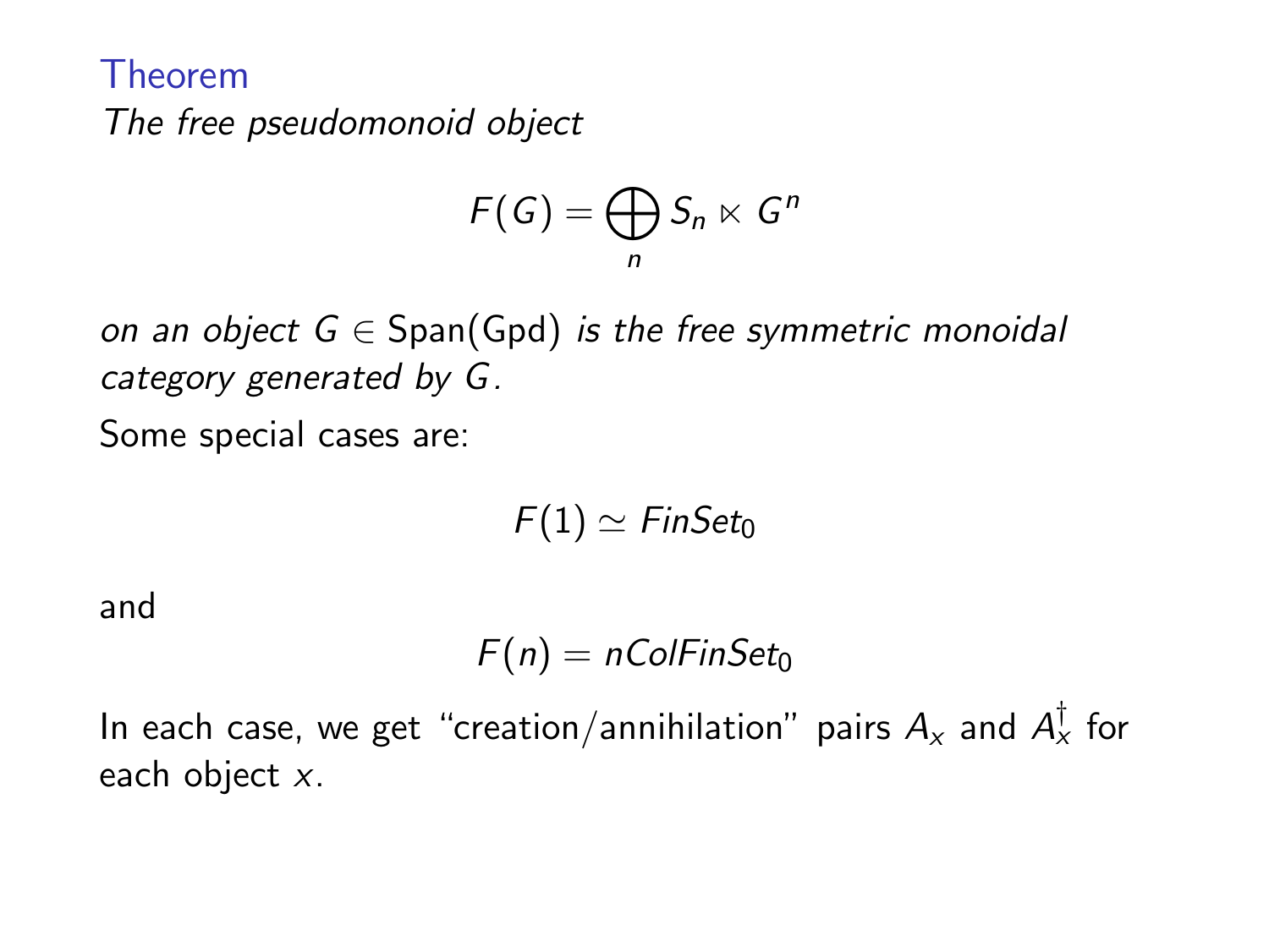### Theorem

*The free pseudomonoid object*

$$F(G) = \bigoplus_n S_n \ltimes G^n$$

*on an object $G \in \mathrm{Span}(\mathrm{Gpd})$ is the free symmetric monoidal category generated by $G$.*

Some special cases are:

$$F(1) \simeq FinSet_0$$

and

$$F(n) = nColFinSet_0$$

In each case, we get "creation/annihilation" pairs $A_x$ and $A_x^\dagger$ for each object $x$.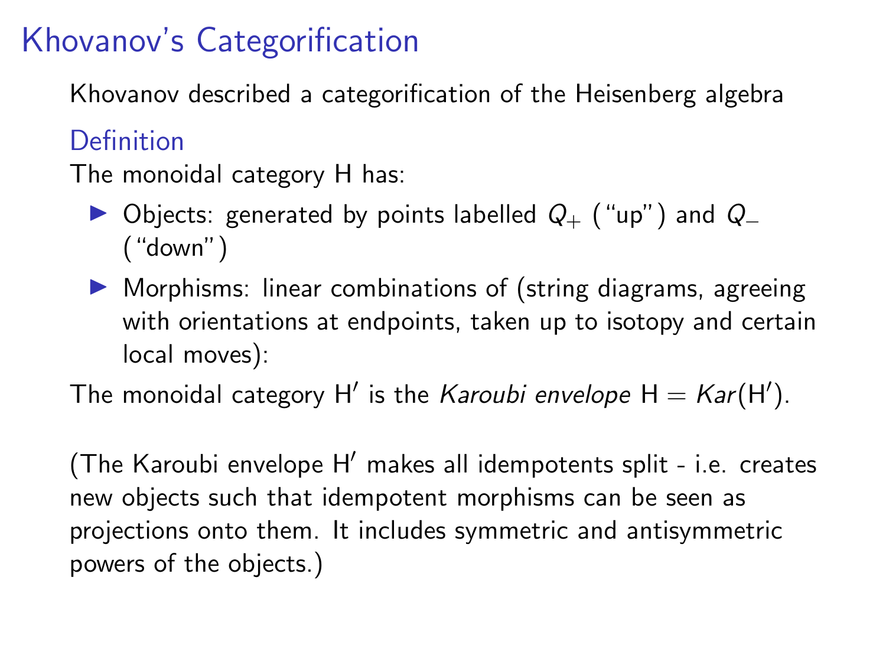# Khovanov's Categorification

Khovanov described a categorification of the Heisenberg algebra

**Definition**

The monoidal category H has:

- Objects: generated by points labelled $Q_+$ ("up") and $Q_-$ ("down")
- Morphisms: linear combinations of (string diagrams, agreeing with orientations at endpoints, taken up to isotopy and certain local moves):

The monoidal category H′ is the *Karoubi envelope* $\mathrm{H} = \mathit{Kar}(\mathrm{H}')$.

(The Karoubi envelope H′ makes all idempotents split - i.e. creates new objects such that idempotent morphisms can be seen as projections onto them. It includes symmetric and antisymmetric powers of the objects.)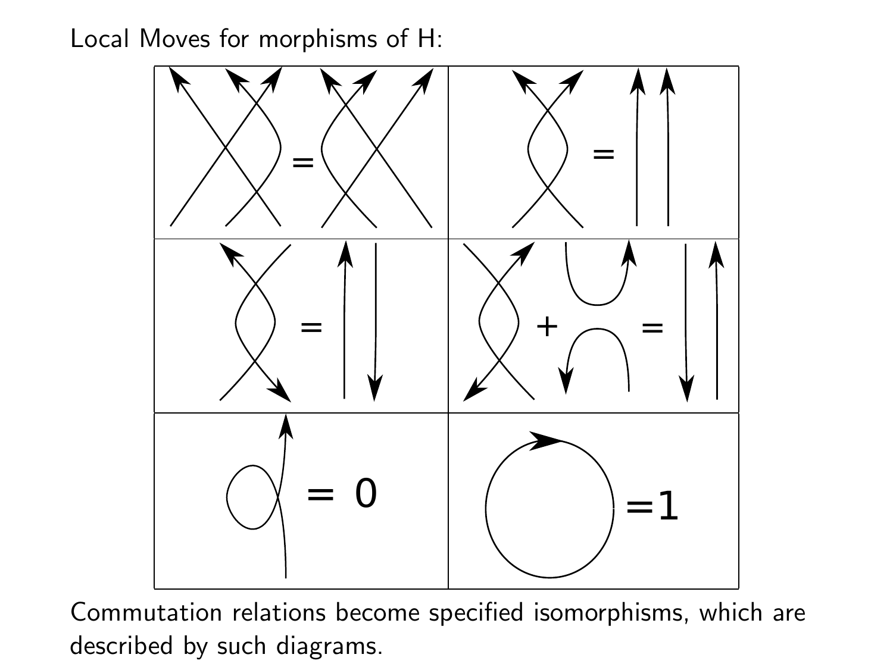Local Moves for morphisms of H:

Commutation relations become specified isomorphisms, which are described by such diagrams.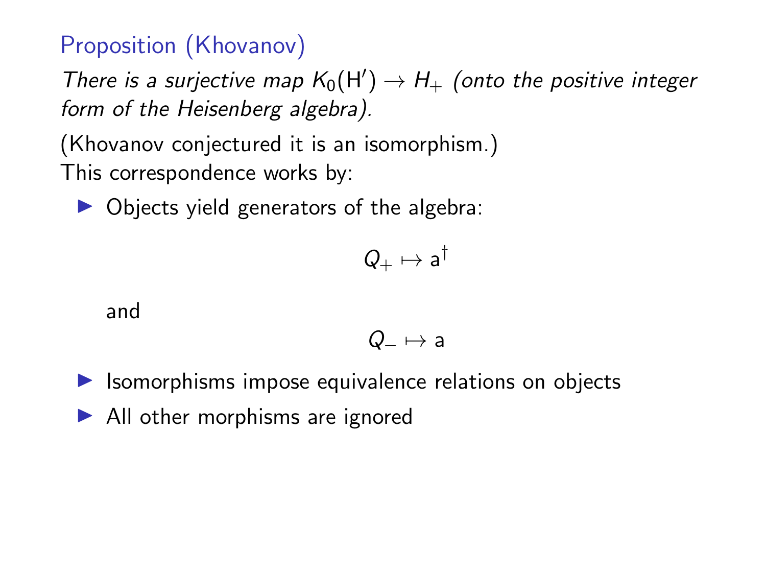### Proposition (Khovanov)

*There is a surjective map $K_0(\mathsf{H}') \to H_+$ (onto the positive integer form of the Heisenberg algebra).*

(Khovanov conjectured it is an isomorphism.)
This correspondence works by:

- Objects yield generators of the algebra:

  $$Q_+ \mapsto \mathsf{a}^\dagger$$

  and

  $$Q_- \mapsto \mathsf{a}$$

- Isomorphisms impose equivalence relations on objects
- All other morphisms are ignored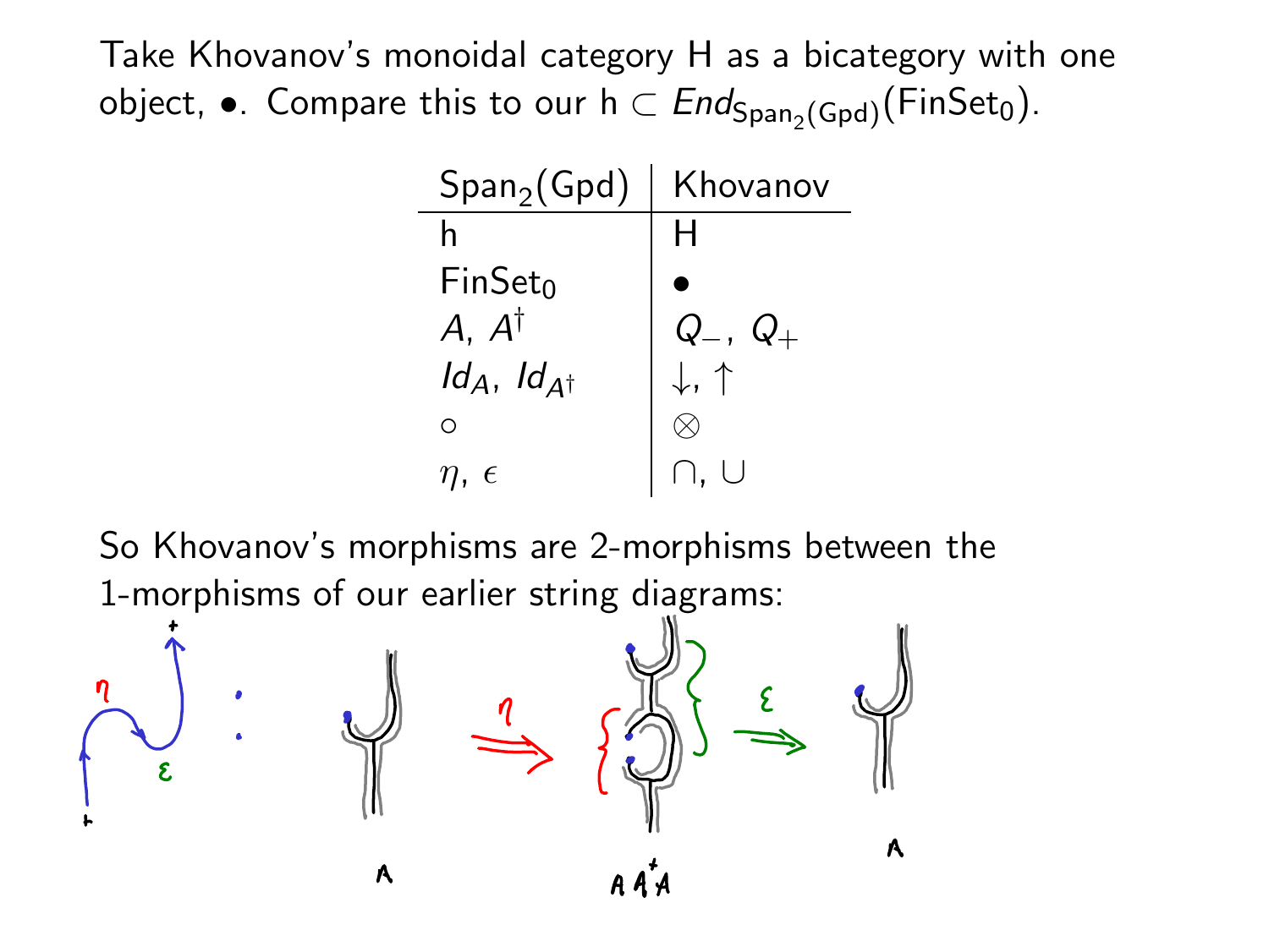Take Khovanov's monoidal category H as a bicategory with one object, $\bullet$. Compare this to our $\mathrm{h} \subset End_{\mathrm{Span}_2(\mathrm{Gpd})}(\mathrm{FinSet}_0)$.

| $\mathrm{Span}_2(\mathrm{Gpd})$ | Khovanov |
|---|---|
| h | H |
| $\mathrm{FinSet}_0$ | $\bullet$ |
| $A$, $A^\dagger$ | $Q_-$, $Q_+$ |
| $Id_A$, $Id_{A^\dagger}$ | $\downarrow$, $\uparrow$ |
| $\circ$ | $\otimes$ |
| $\eta$, $\epsilon$ | $\cap$, $\cup$ |

So Khovanov's morphisms are 2-morphisms between the 1-morphisms of our earlier string diagrams: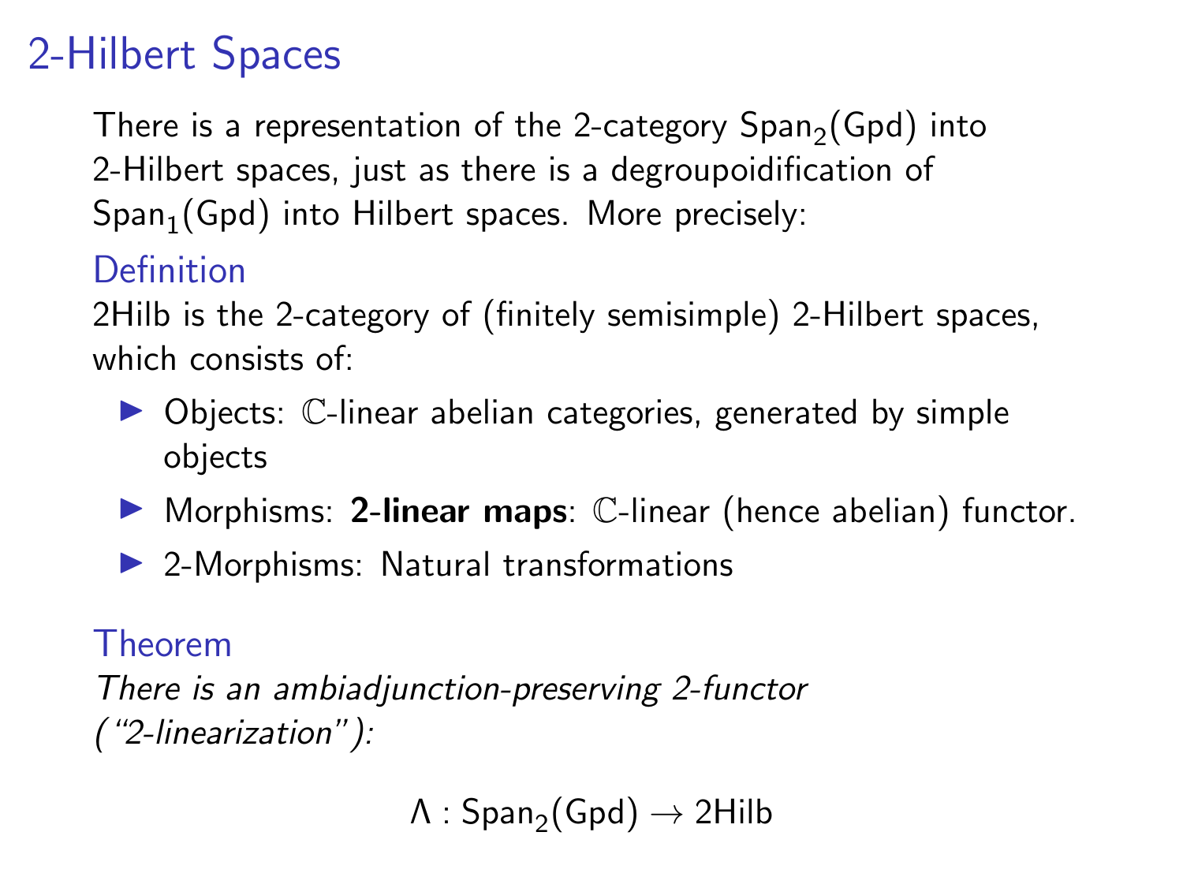# 2-Hilbert Spaces

There is a representation of the 2-category $\mathsf{Span}_2(\mathsf{Gpd})$ into 2-Hilbert spaces, just as there is a degroupoidification of $\mathsf{Span}_1(\mathsf{Gpd})$ into Hilbert spaces. More precisely:

### Definition

2Hilb is the 2-category of (finitely semisimple) 2-Hilbert spaces, which consists of:

- Objects: $\mathbb{C}$-linear abelian categories, generated by simple objects
- Morphisms: **2-linear maps**: $\mathbb{C}$-linear (hence abelian) functor.
- 2-Morphisms: Natural transformations

### Theorem

*There is an ambiadjunction-preserving 2-functor ("2-linearization"):*

$$\Lambda : \mathsf{Span}_2(\mathsf{Gpd}) \to \mathsf{2Hilb}$$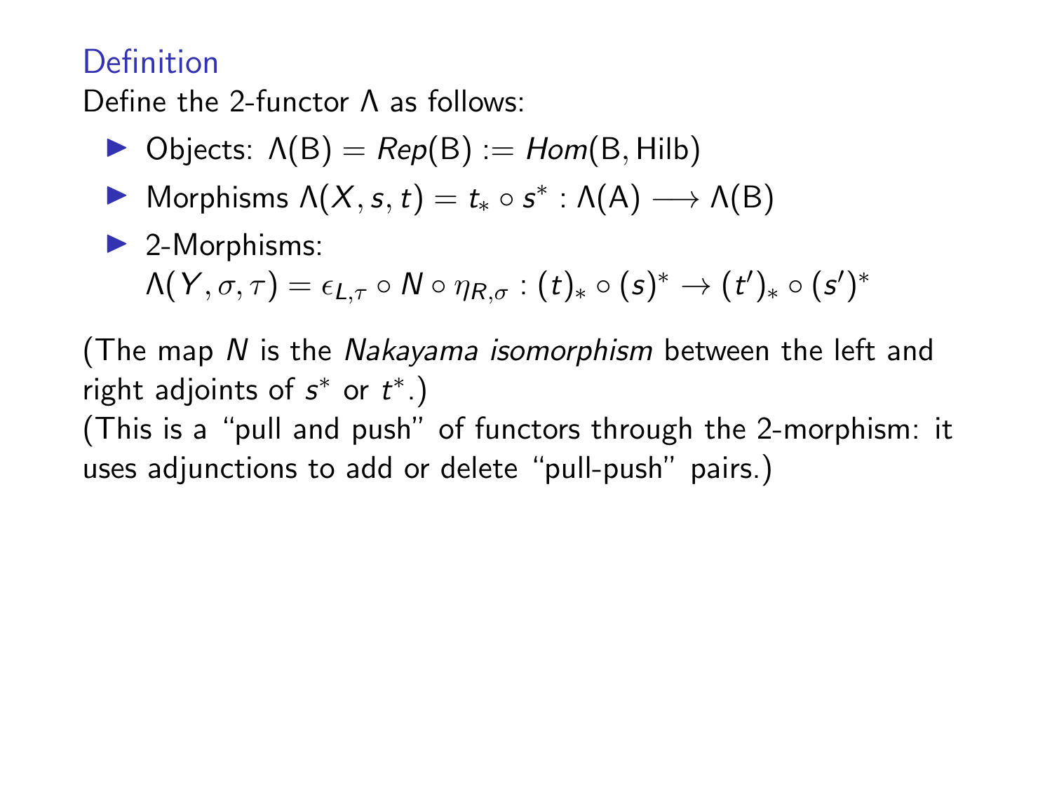### Definition

Define the 2-functor $\Lambda$ as follows:

- Objects: $\Lambda(\mathsf{B}) = \mathit{Rep}(\mathsf{B}) := \mathit{Hom}(\mathsf{B}, \mathsf{Hilb})$
- Morphisms $\Lambda(X, s, t) = t_* \circ s^* : \Lambda(\mathsf{A}) \longrightarrow \Lambda(\mathsf{B})$
- 2-Morphisms:
  $\Lambda(Y, \sigma, \tau) = \epsilon_{L,\tau} \circ N \circ \eta_{R,\sigma} : (t)_* \circ (s)^* \to (t')_* \circ (s')^*$

(The map $N$ is the *Nakayama isomorphism* between the left and right adjoints of $s^*$ or $t^*$.)
(This is a "pull and push" of functors through the 2-morphism: it uses adjunctions to add or delete "pull-push" pairs.)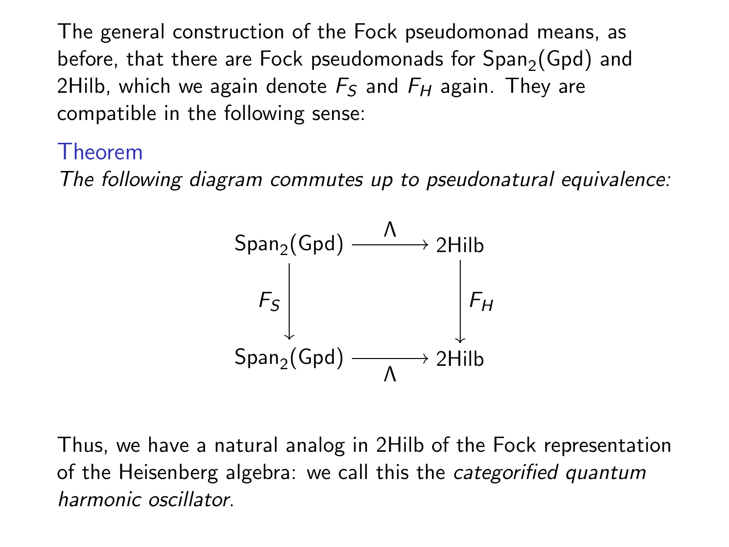The general construction of the Fock pseudomonad means, as before, that there are Fock pseudomonads for $\mathrm{Span}_2(\mathrm{Gpd})$ and 2Hilb, which we again denote $F_S$ and $F_H$ again. They are compatible in the following sense:

### Theorem

*The following diagram commutes up to pseudonatural equivalence:*

$$
\begin{array}{ccc}
\mathrm{Span}_2(\mathrm{Gpd}) & \xrightarrow{\Lambda} & \mathrm{2Hilb} \\
\downarrow F_S & & \downarrow F_H \\
\mathrm{Span}_2(\mathrm{Gpd}) & \xrightarrow[\Lambda]{} & \mathrm{2Hilb}
\end{array}
$$

Thus, we have a natural analog in 2Hilb of the Fock representation of the Heisenberg algebra: we call this the *categorified quantum harmonic oscillator*.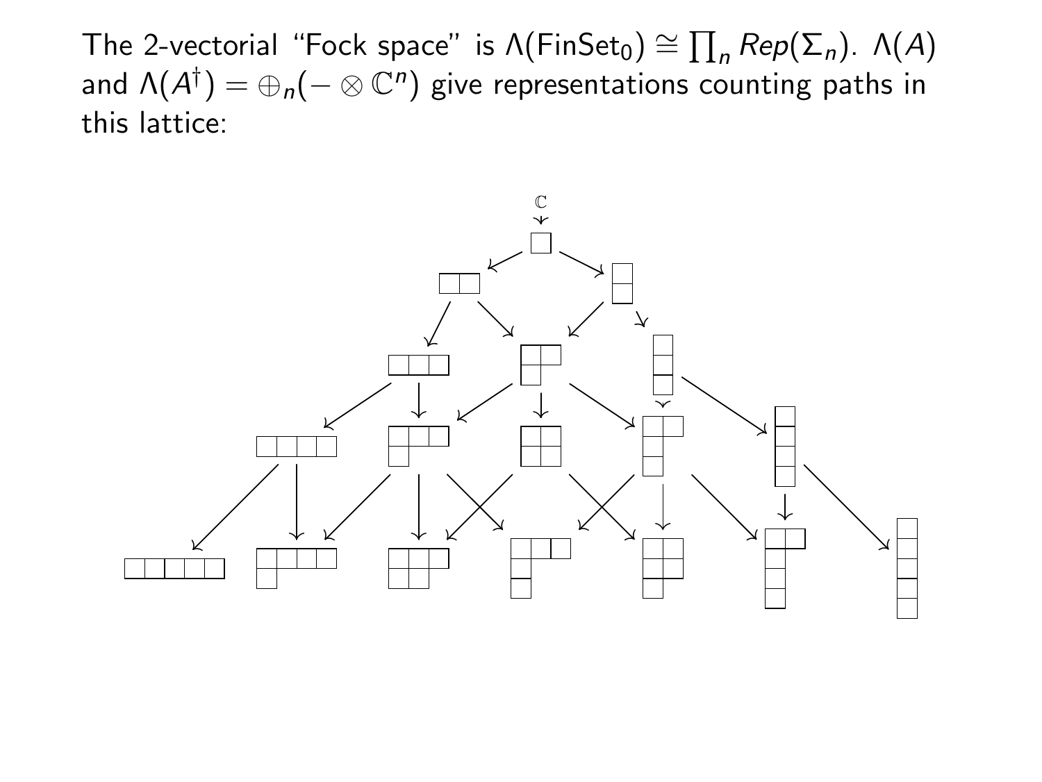The 2-vectorial "Fock space" is $\Lambda(\mathrm{FinSet}_0) \cong \prod_n Rep(\Sigma_n)$. $\Lambda(A)$ and $\Lambda(A^\dagger) = \oplus_n(- \otimes \mathbb{C}^n)$ give representations counting paths in this lattice: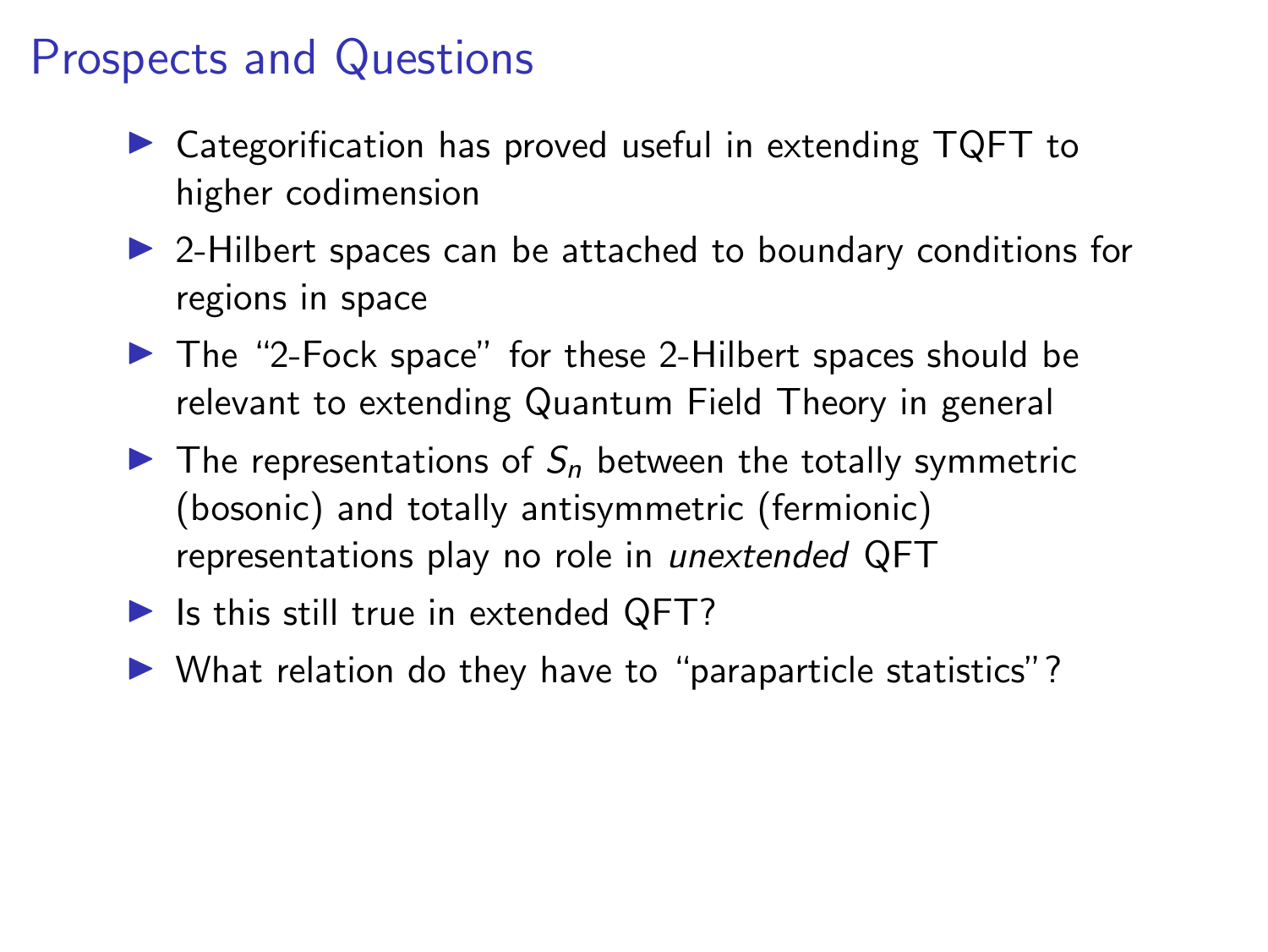# Prospects and Questions

- Categorification has proved useful in extending TQFT to higher codimension
- 2-Hilbert spaces can be attached to boundary conditions for regions in space
- The "2-Fock space" for these 2-Hilbert spaces should be relevant to extending Quantum Field Theory in general
- The representations of $S_n$ between the totally symmetric (bosonic) and totally antisymmetric (fermionic) representations play no role in *unextended* QFT
- Is this still true in extended QFT?
- What relation do they have to "paraparticle statistics"?